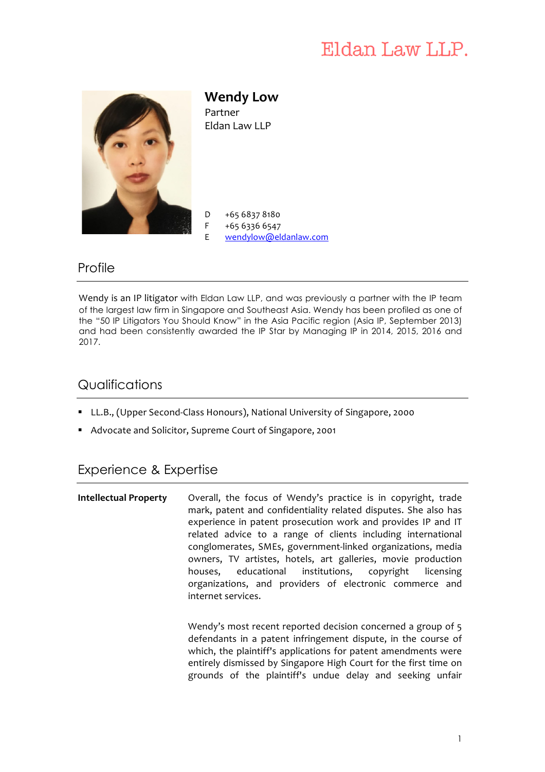Eldan Law LLP.

# Wendy Low

Partner
Eldan Law LLP

D +65 6837 8180
F +65 6336 6547
E [wendylow@eldanlaw.com](mailto:wendylow@eldanlaw.com)

## Profile

Wendy is an IP litigator with Eldan Law LLP, and was previously a partner with the IP team of the largest law firm in Singapore and Southeast Asia. Wendy has been profiled as one of the "50 IP Litigators You Should Know" in the Asia Pacific region (Asia IP, September 2013) and had been consistently awarded the IP Star by Managing IP in 2014, 2015, 2016 and 2017.

## Qualifications

- LL.B., (Upper Second-Class Honours), National University of Singapore, 2000
- Advocate and Solicitor, Supreme Court of Singapore, 2001

## Experience & Expertise

**Intellectual Property**

Overall, the focus of Wendy's practice is in copyright, trade mark, patent and confidentiality related disputes. She also has experience in patent prosecution work and provides IP and IT related advice to a range of clients including international conglomerates, SMEs, government-linked organizations, media owners, TV artistes, hotels, art galleries, movie production houses, educational institutions, copyright licensing organizations, and providers of electronic commerce and internet services.

Wendy's most recent reported decision concerned a group of 5 defendants in a patent infringement dispute, in the course of which, the plaintiff's applications for patent amendments were entirely dismissed by Singapore High Court for the first time on grounds of the plaintiff's undue delay and seeking unfair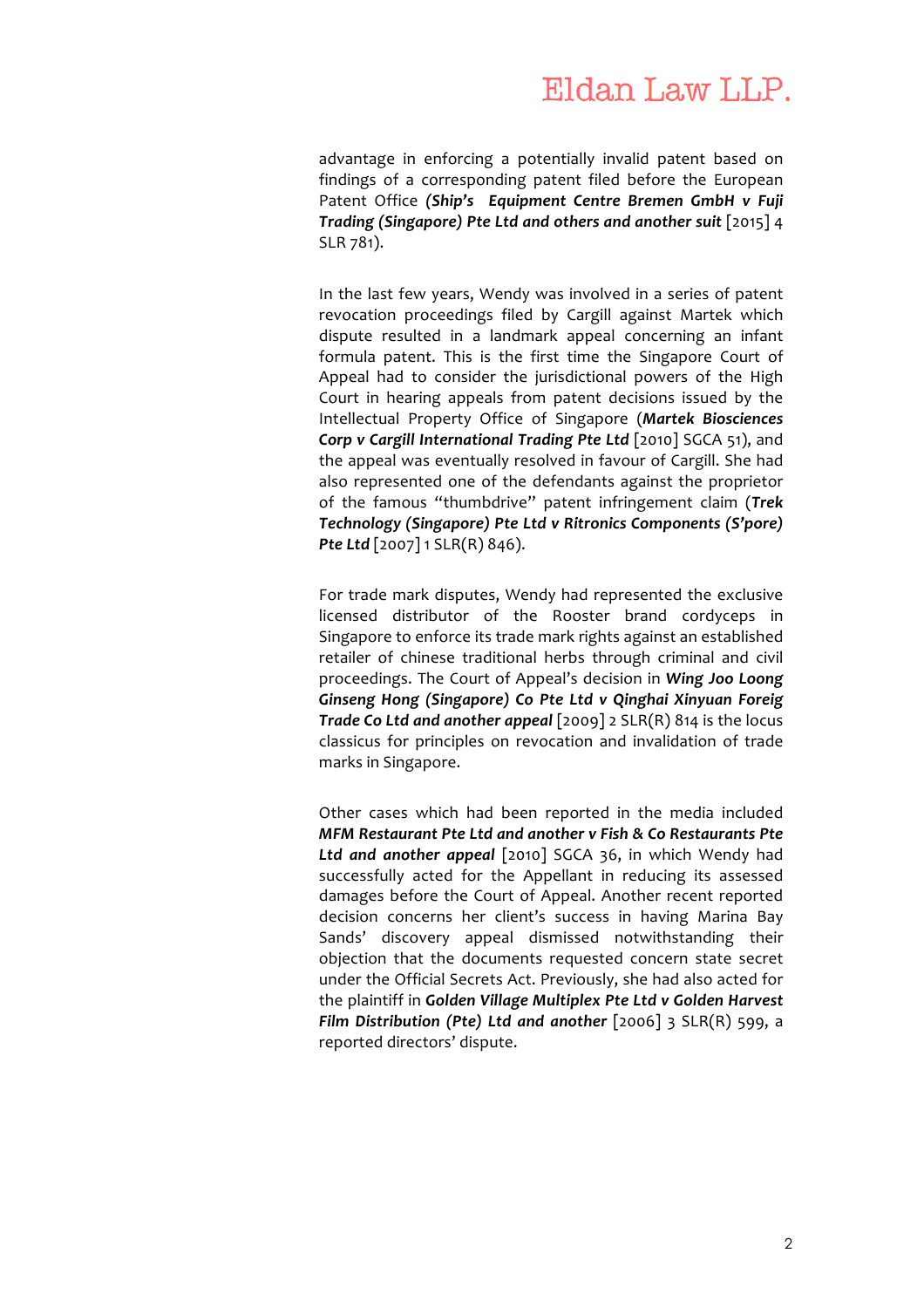advantage in enforcing a potentially invalid patent based on findings of a corresponding patent filed before the European Patent Office ***(Ship's Equipment Centre Bremen GmbH v Fuji Trading (Singapore) Pte Ltd and others and another suit*** [2015] 4 SLR 781).

In the last few years, Wendy was involved in a series of patent revocation proceedings filed by Cargill against Martek which dispute resulted in a landmark appeal concerning an infant formula patent. This is the first time the Singapore Court of Appeal had to consider the jurisdictional powers of the High Court in hearing appeals from patent decisions issued by the Intellectual Property Office of Singapore (***Martek Biosciences Corp v Cargill International Trading Pte Ltd*** [2010] SGCA 51), and the appeal was eventually resolved in favour of Cargill. She had also represented one of the defendants against the proprietor of the famous "thumbdrive" patent infringement claim (***Trek Technology (Singapore) Pte Ltd v Ritronics Components (S'pore) Pte Ltd*** [2007] 1 SLR(R) 846).

For trade mark disputes, Wendy had represented the exclusive licensed distributor of the Rooster brand cordyceps in Singapore to enforce its trade mark rights against an established retailer of chinese traditional herbs through criminal and civil proceedings. The Court of Appeal's decision in ***Wing Joo Loong Ginseng Hong (Singapore) Co Pte Ltd v Qinghai Xinyuan Foreig Trade Co Ltd and another appeal*** [2009] 2 SLR(R) 814 is the locus classicus for principles on revocation and invalidation of trade marks in Singapore.

Other cases which had been reported in the media included ***MFM Restaurant Pte Ltd and another v Fish & Co Restaurants Pte Ltd and another appeal*** [2010] SGCA 36, in which Wendy had successfully acted for the Appellant in reducing its assessed damages before the Court of Appeal. Another recent reported decision concerns her client's success in having Marina Bay Sands' discovery appeal dismissed notwithstanding their objection that the documents requested concern state secret under the Official Secrets Act. Previously, she had also acted for the plaintiff in ***Golden Village Multiplex Pte Ltd v Golden Harvest Film Distribution (Pte) Ltd and another*** [2006] 3 SLR(R) 599, a reported directors' dispute.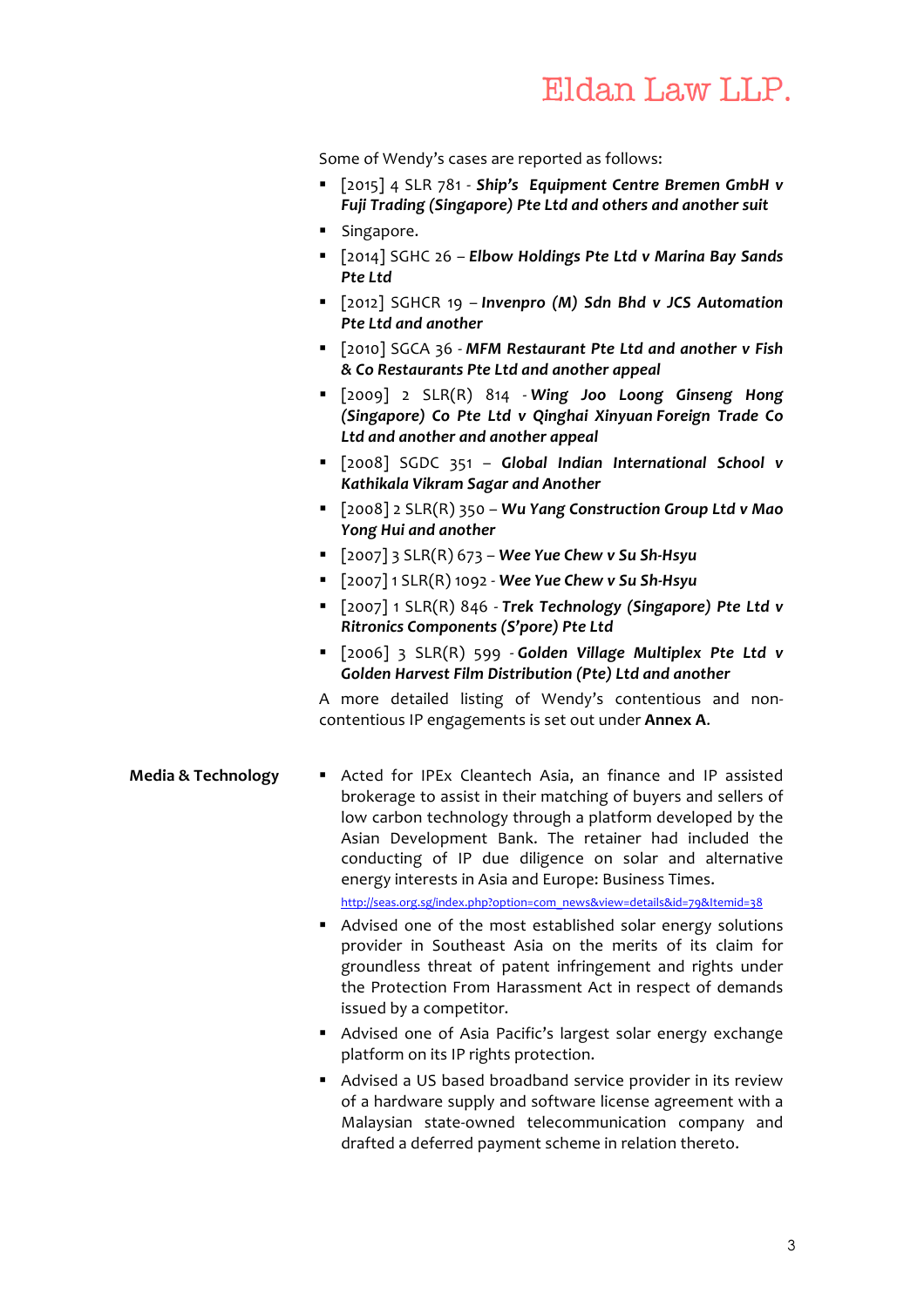Some of Wendy's cases are reported as follows:

- [2015] 4 SLR 781 - ***Ship's Equipment Centre Bremen GmbH v Fuji Trading (Singapore) Pte Ltd and others and another suit***
- Singapore.
- [2014] SGHC 26 – ***Elbow Holdings Pte Ltd v Marina Bay Sands Pte Ltd***
- [2012] SGHCR 19 – ***Invenpro (M) Sdn Bhd v JCS Automation Pte Ltd and another***
- [2010] SGCA 36 - ***MFM Restaurant Pte Ltd and another v Fish & Co Restaurants Pte Ltd and another appeal***
- [2009] 2 SLR(R) 814 - ***Wing Joo Loong Ginseng Hong (Singapore) Co Pte Ltd v Qinghai Xinyuan Foreign Trade Co Ltd and another and another appeal***
- [2008] SGDC 351 – ***Global Indian International School v Kathikala Vikram Sagar and Another***
- [2008] 2 SLR(R) 350 – ***Wu Yang Construction Group Ltd v Mao Yong Hui and another***
- [2007] 3 SLR(R) 673 – ***Wee Yue Chew v Su Sh-Hsyu***
- [2007] 1 SLR(R) 1092 - ***Wee Yue Chew v Su Sh-Hsyu***
- [2007] 1 SLR(R) 846 - ***Trek Technology (Singapore) Pte Ltd v Ritronics Components (S'pore) Pte Ltd***
- [2006] 3 SLR(R) 599 - ***Golden Village Multiplex Pte Ltd v Golden Harvest Film Distribution (Pte) Ltd and another***

A more detailed listing of Wendy's contentious and non-contentious IP engagements is set out under **Annex A**.

**Media & Technology**

- Acted for IPEx Cleantech Asia, an finance and IP assisted brokerage to assist in their matching of buyers and sellers of low carbon technology through a platform developed by the Asian Development Bank. The retainer had included the conducting of IP due diligence on solar and alternative energy interests in Asia and Europe: Business Times.
  http://seas.org.sg/index.php?option=com_news&view=details&id=79&Itemid=38
- Advised one of the most established solar energy solutions provider in Southeast Asia on the merits of its claim for groundless threat of patent infringement and rights under the Protection From Harassment Act in respect of demands issued by a competitor.
- Advised one of Asia Pacific's largest solar energy exchange platform on its IP rights protection.
- Advised a US based broadband service provider in its review of a hardware supply and software license agreement with a Malaysian state-owned telecommunication company and drafted a deferred payment scheme in relation thereto.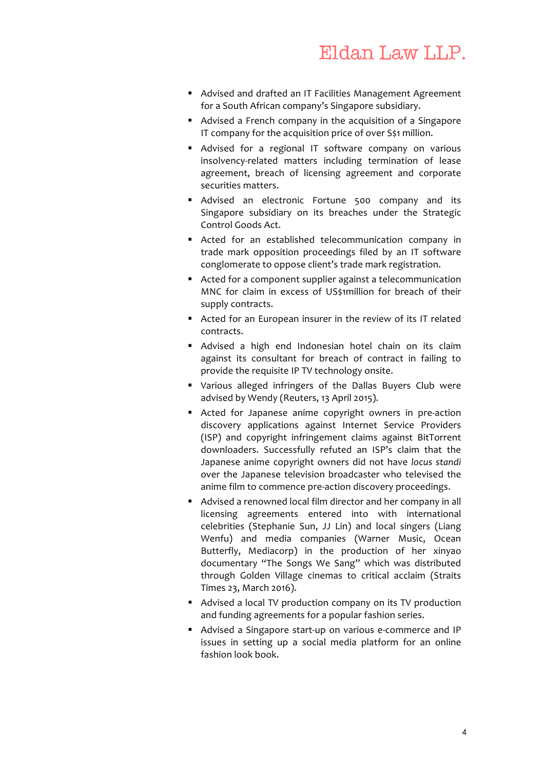- Advised and drafted an IT Facilities Management Agreement for a South African company's Singapore subsidiary.
- Advised a French company in the acquisition of a Singapore IT company for the acquisition price of over S$1 million.
- Advised for a regional IT software company on various insolvency-related matters including termination of lease agreement, breach of licensing agreement and corporate securities matters.
- Advised an electronic Fortune 500 company and its Singapore subsidiary on its breaches under the Strategic Control Goods Act.
- Acted for an established telecommunication company in trade mark opposition proceedings filed by an IT software conglomerate to oppose client's trade mark registration.
- Acted for a component supplier against a telecommunication MNC for claim in excess of US$1million for breach of their supply contracts.
- Acted for an European insurer in the review of its IT related contracts.
- Advised a high end Indonesian hotel chain on its claim against its consultant for breach of contract in failing to provide the requisite IP TV technology onsite.
- Various alleged infringers of the Dallas Buyers Club were advised by Wendy (Reuters, 13 April 2015).
- Acted for Japanese anime copyright owners in pre-action discovery applications against Internet Service Providers (ISP) and copyright infringement claims against BitTorrent downloaders. Successfully refuted an ISP's claim that the Japanese anime copyright owners did not have *locus standi* over the Japanese television broadcaster who televised the anime film to commence pre-action discovery proceedings.
- Advised a renowned local film director and her company in all licensing agreements entered into with international celebrities (Stephanie Sun, JJ Lin) and local singers (Liang Wenfu) and media companies (Warner Music, Ocean Butterfly, Mediacorp) in the production of her xinyao documentary "The Songs We Sang" which was distributed through Golden Village cinemas to critical acclaim (Straits Times 23, March 2016).
- Advised a local TV production company on its TV production and funding agreements for a popular fashion series.
- Advised a Singapore start-up on various e-commerce and IP issues in setting up a social media platform for an online fashion look book.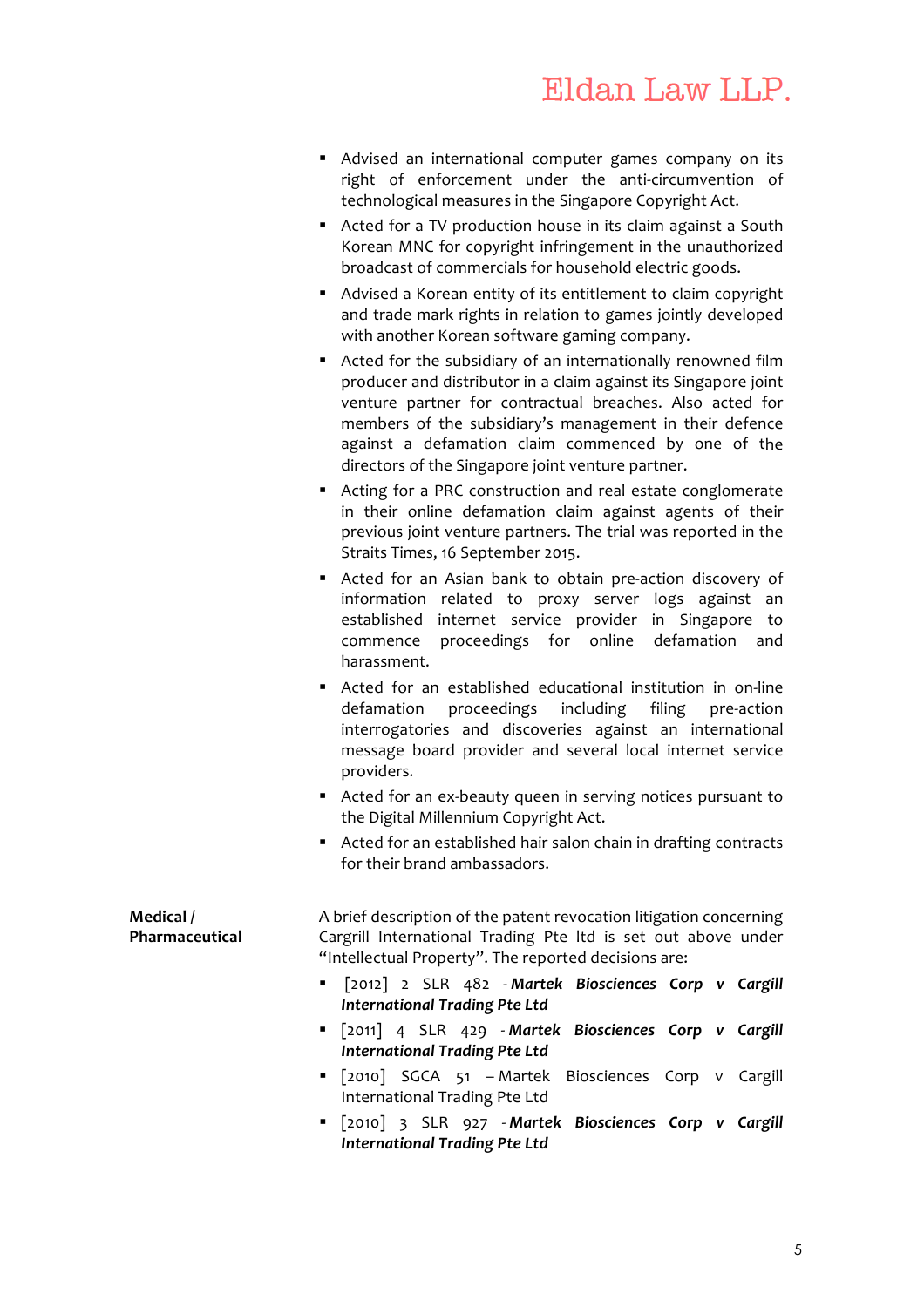- Advised an international computer games company on its right of enforcement under the anti-circumvention of technological measures in the Singapore Copyright Act.
- Acted for a TV production house in its claim against a South Korean MNC for copyright infringement in the unauthorized broadcast of commercials for household electric goods.
- Advised a Korean entity of its entitlement to claim copyright and trade mark rights in relation to games jointly developed with another Korean software gaming company.
- Acted for the subsidiary of an internationally renowned film producer and distributor in a claim against its Singapore joint venture partner for contractual breaches. Also acted for members of the subsidiary's management in their defence against a defamation claim commenced by one of the directors of the Singapore joint venture partner.
- Acting for a PRC construction and real estate conglomerate in their online defamation claim against agents of their previous joint venture partners. The trial was reported in the Straits Times, 16 September 2015.
- Acted for an Asian bank to obtain pre-action discovery of information related to proxy server logs against an established internet service provider in Singapore to commence proceedings for online defamation and harassment.
- Acted for an established educational institution in on-line defamation proceedings including filing pre-action interrogatories and discoveries against an international message board provider and several local internet service providers.
- Acted for an ex-beauty queen in serving notices pursuant to the Digital Millennium Copyright Act.
- Acted for an established hair salon chain in drafting contracts for their brand ambassadors.

**Medical / Pharmaceutical**

A brief description of the patent revocation litigation concerning Cargrill International Trading Pte ltd is set out above under "Intellectual Property". The reported decisions are:

- [2012] 2 SLR 482 - ***Martek Biosciences Corp v Cargill International Trading Pte Ltd***
- [2011] 4 SLR 429 - ***Martek Biosciences Corp v Cargill International Trading Pte Ltd***
- [2010] SGCA 51 – Martek Biosciences Corp v Cargill International Trading Pte Ltd
- [2010] 3 SLR 927 - ***Martek Biosciences Corp v Cargill International Trading Pte Ltd***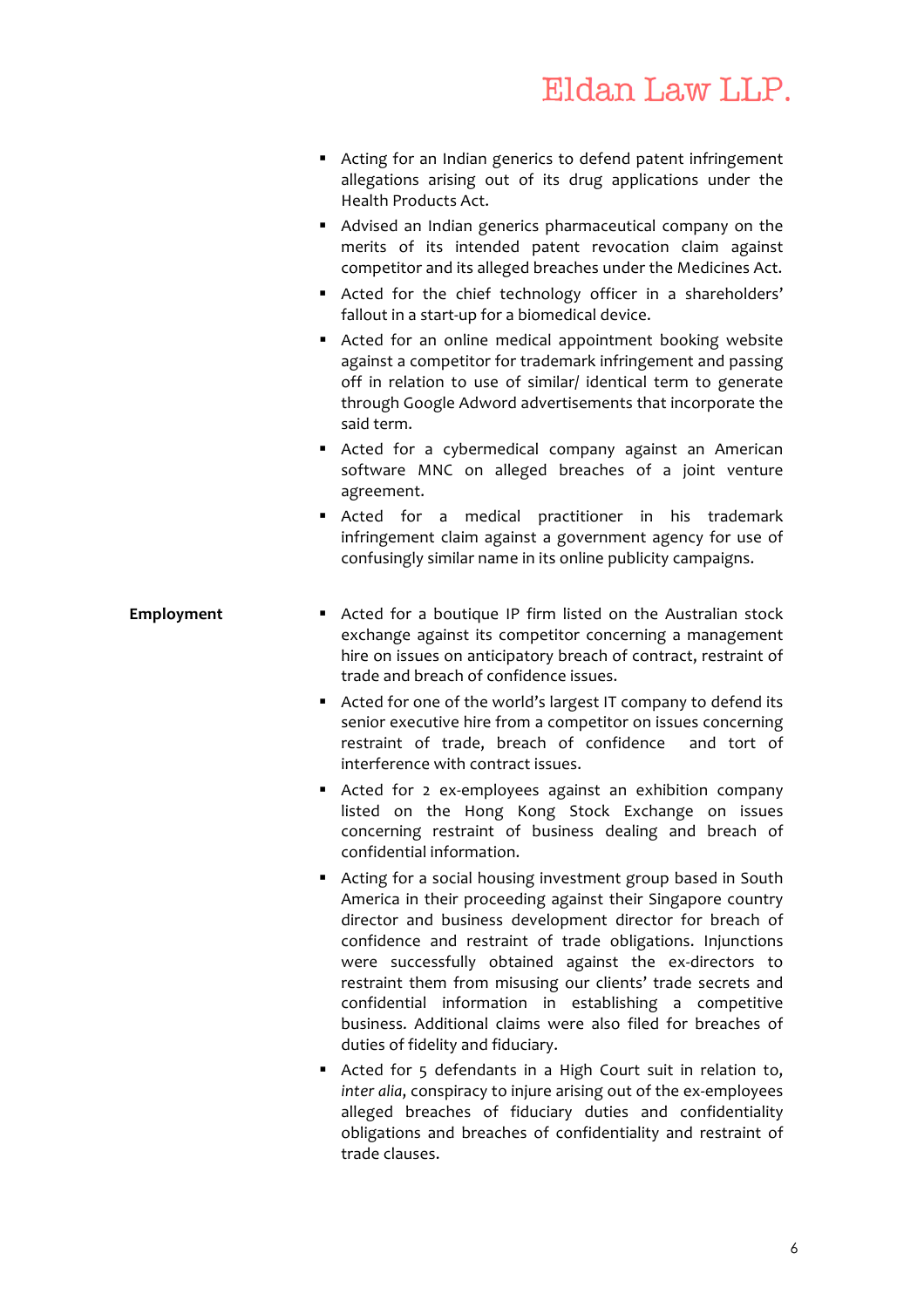- Acting for an Indian generics to defend patent infringement allegations arising out of its drug applications under the Health Products Act.
- Advised an Indian generics pharmaceutical company on the merits of its intended patent revocation claim against competitor and its alleged breaches under the Medicines Act.
- Acted for the chief technology officer in a shareholders' fallout in a start-up for a biomedical device.
- Acted for an online medical appointment booking website against a competitor for trademark infringement and passing off in relation to use of similar/ identical term to generate through Google Adword advertisements that incorporate the said term.
- Acted for a cybermedical company against an American software MNC on alleged breaches of a joint venture agreement.
- Acted for a medical practitioner in his trademark infringement claim against a government agency for use of confusingly similar name in its online publicity campaigns.

**Employment**

- Acted for a boutique IP firm listed on the Australian stock exchange against its competitor concerning a management hire on issues on anticipatory breach of contract, restraint of trade and breach of confidence issues.
- Acted for one of the world's largest IT company to defend its senior executive hire from a competitor on issues concerning restraint of trade, breach of confidence and tort of interference with contract issues.
- Acted for 2 ex-employees against an exhibition company listed on the Hong Kong Stock Exchange on issues concerning restraint of business dealing and breach of confidential information.
- Acting for a social housing investment group based in South America in their proceeding against their Singapore country director and business development director for breach of confidence and restraint of trade obligations. Injunctions were successfully obtained against the ex-directors to restraint them from misusing our clients' trade secrets and confidential information in establishing a competitive business. Additional claims were also filed for breaches of duties of fidelity and fiduciary.
- Acted for 5 defendants in a High Court suit in relation to, *inter alia*, conspiracy to injure arising out of the ex-employees alleged breaches of fiduciary duties and confidentiality obligations and breaches of confidentiality and restraint of trade clauses.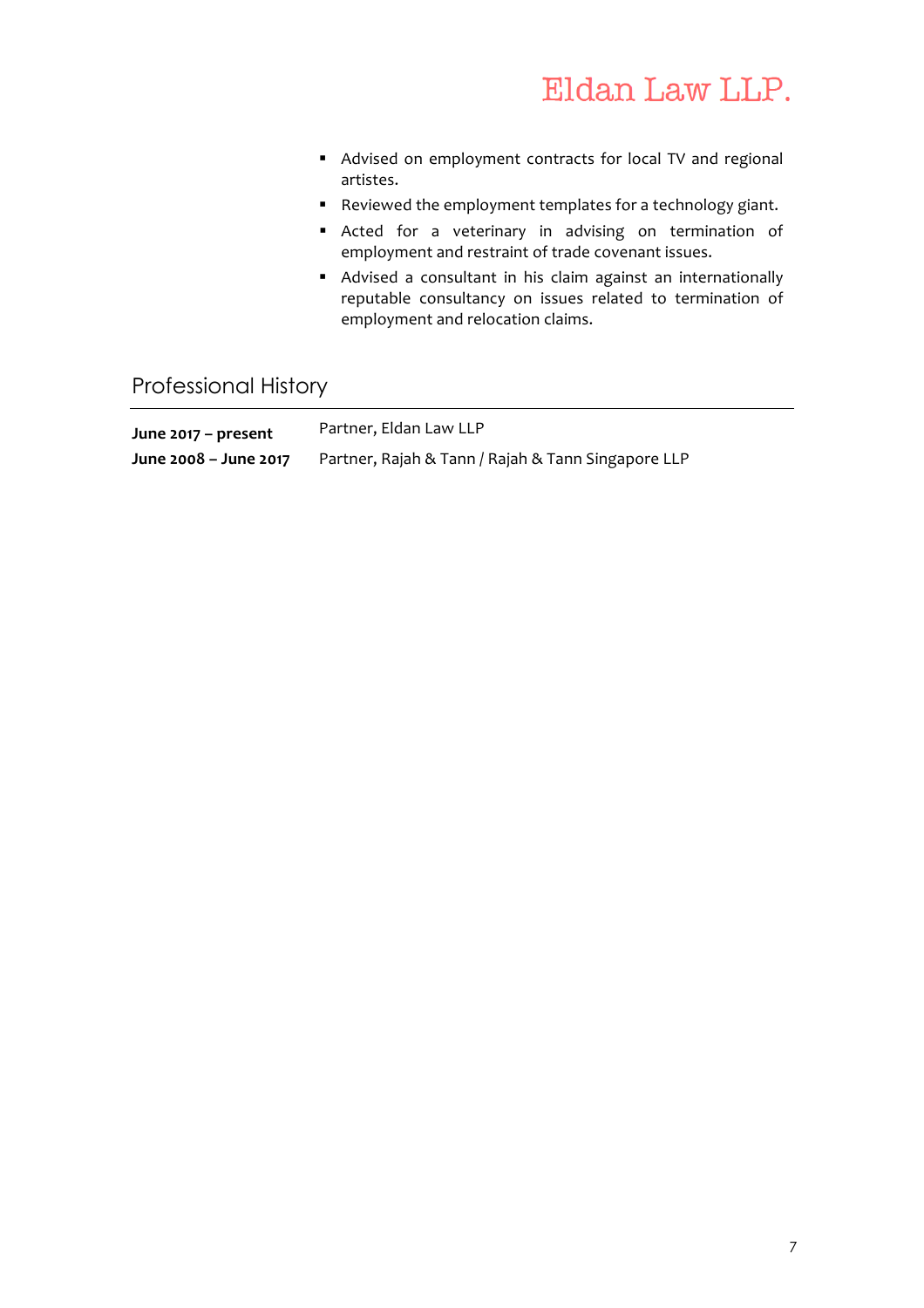- Advised on employment contracts for local TV and regional artistes.
- Reviewed the employment templates for a technology giant.
- Acted for a veterinary in advising on termination of employment and restraint of trade covenant issues.
- Advised a consultant in his claim against an internationally reputable consultancy on issues related to termination of employment and relocation claims.

## Professional History

| | |
|---|---|
| **June 2017 – present** | Partner, Eldan Law LLP |
| **June 2008 – June 2017** | Partner, Rajah & Tann / Rajah & Tann Singapore LLP |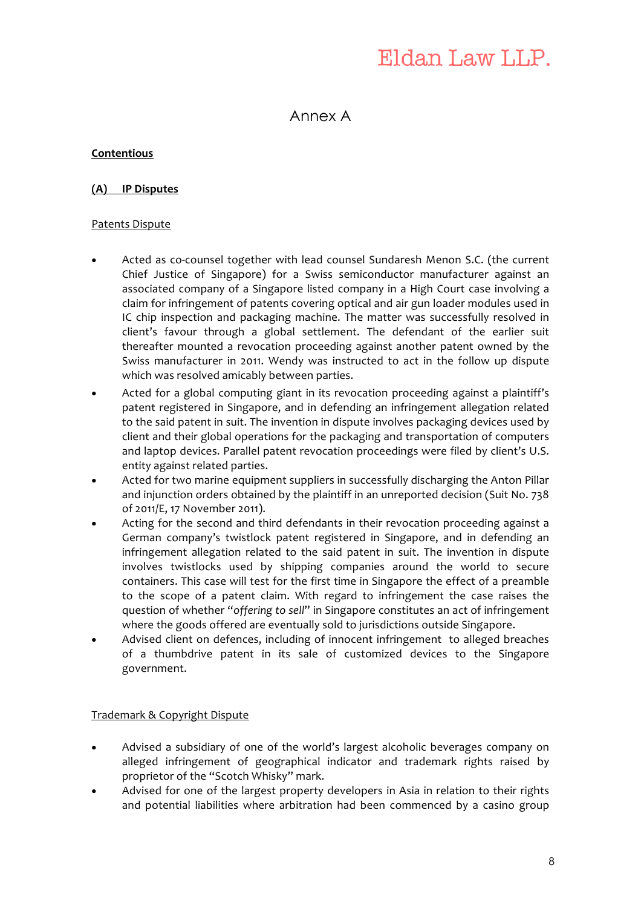# Annex A

**Contentious**

**(A) IP Disputes**

Patents Dispute

- Acted as co-counsel together with lead counsel Sundaresh Menon S.C. (the current Chief Justice of Singapore) for a Swiss semiconductor manufacturer against an associated company of a Singapore listed company in a High Court case involving a claim for infringement of patents covering optical and air gun loader modules used in IC chip inspection and packaging machine. The matter was successfully resolved in client's favour through a global settlement. The defendant of the earlier suit thereafter mounted a revocation proceeding against another patent owned by the Swiss manufacturer in 2011. Wendy was instructed to act in the follow up dispute which was resolved amicably between parties.
- Acted for a global computing giant in its revocation proceeding against a plaintiff's patent registered in Singapore, and in defending an infringement allegation related to the said patent in suit. The invention in dispute involves packaging devices used by client and their global operations for the packaging and transportation of computers and laptop devices. Parallel patent revocation proceedings were filed by client's U.S. entity against related parties.
- Acted for two marine equipment suppliers in successfully discharging the Anton Pillar and injunction orders obtained by the plaintiff in an unreported decision (Suit No. 738 of 2011/E, 17 November 2011).
- Acting for the second and third defendants in their revocation proceeding against a German company's twistlock patent registered in Singapore, and in defending an infringement allegation related to the said patent in suit. The invention in dispute involves twistlocks used by shipping companies around the world to secure containers. This case will test for the first time in Singapore the effect of a preamble to the scope of a patent claim. With regard to infringement the case raises the question of whether "*offering to sell*" in Singapore constitutes an act of infringement where the goods offered are eventually sold to jurisdictions outside Singapore.
- Advised client on defences, including of innocent infringement to alleged breaches of a thumbdrive patent in its sale of customized devices to the Singapore government.

Trademark & Copyright Dispute

- Advised a subsidiary of one of the world's largest alcoholic beverages company on alleged infringement of geographical indicator and trademark rights raised by proprietor of the "Scotch Whisky" mark.
- Advised for one of the largest property developers in Asia in relation to their rights and potential liabilities where arbitration had been commenced by a casino group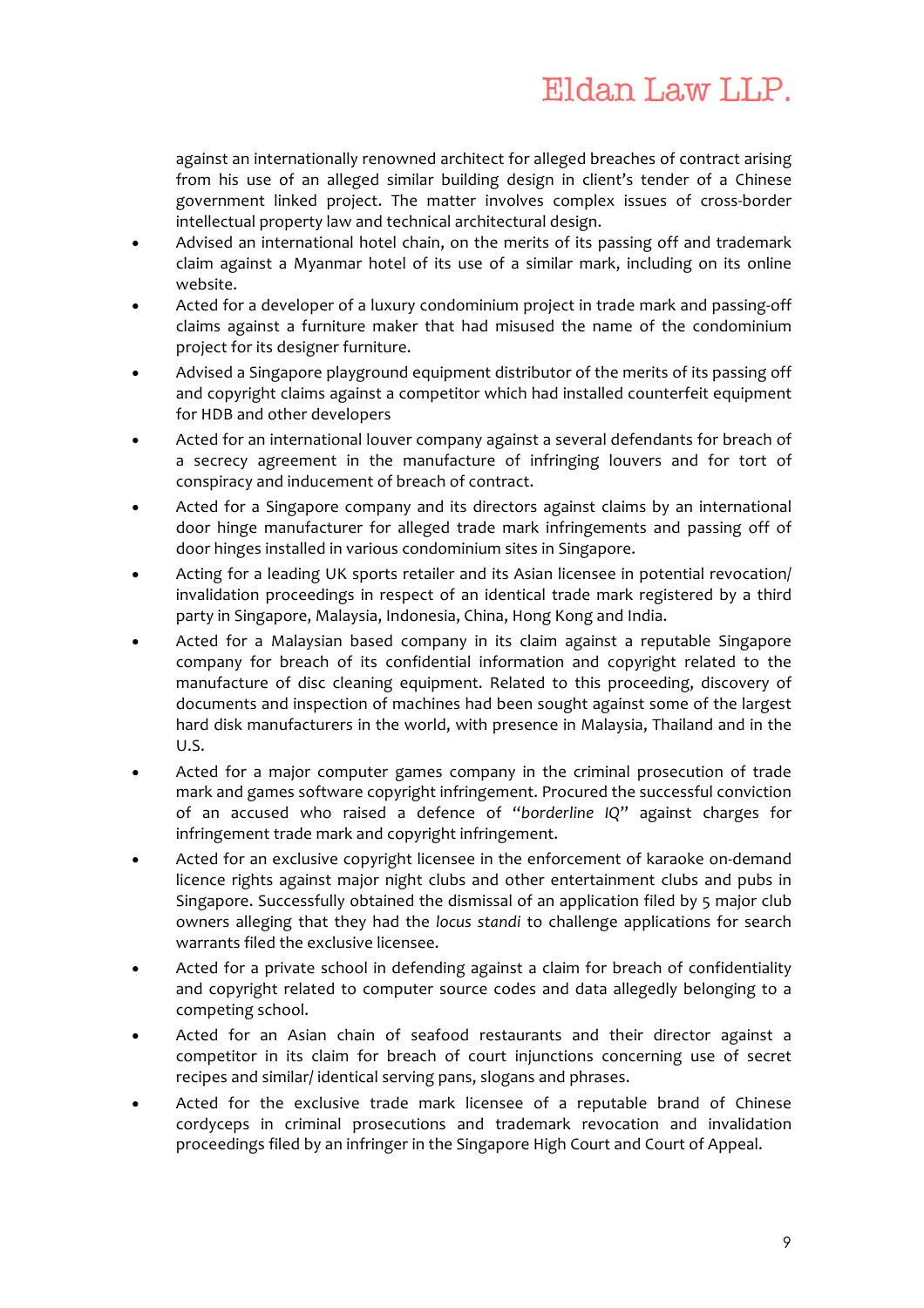against an internationally renowned architect for alleged breaches of contract arising from his use of an alleged similar building design in client's tender of a Chinese government linked project. The matter involves complex issues of cross-border intellectual property law and technical architectural design.

- Advised an international hotel chain, on the merits of its passing off and trademark claim against a Myanmar hotel of its use of a similar mark, including on its online website.
- Acted for a developer of a luxury condominium project in trade mark and passing-off claims against a furniture maker that had misused the name of the condominium project for its designer furniture.
- Advised a Singapore playground equipment distributor of the merits of its passing off and copyright claims against a competitor which had installed counterfeit equipment for HDB and other developers
- Acted for an international louver company against a several defendants for breach of a secrecy agreement in the manufacture of infringing louvers and for tort of conspiracy and inducement of breach of contract.
- Acted for a Singapore company and its directors against claims by an international door hinge manufacturer for alleged trade mark infringements and passing off of door hinges installed in various condominium sites in Singapore.
- Acting for a leading UK sports retailer and its Asian licensee in potential revocation/ invalidation proceedings in respect of an identical trade mark registered by a third party in Singapore, Malaysia, Indonesia, China, Hong Kong and India.
- Acted for a Malaysian based company in its claim against a reputable Singapore company for breach of its confidential information and copyright related to the manufacture of disc cleaning equipment. Related to this proceeding, discovery of documents and inspection of machines had been sought against some of the largest hard disk manufacturers in the world, with presence in Malaysia, Thailand and in the U.S.
- Acted for a major computer games company in the criminal prosecution of trade mark and games software copyright infringement. Procured the successful conviction of an accused who raised a defence of "*borderline IQ*" against charges for infringement trade mark and copyright infringement.
- Acted for an exclusive copyright licensee in the enforcement of karaoke on-demand licence rights against major night clubs and other entertainment clubs and pubs in Singapore. Successfully obtained the dismissal of an application filed by 5 major club owners alleging that they had the *locus standi* to challenge applications for search warrants filed the exclusive licensee.
- Acted for a private school in defending against a claim for breach of confidentiality and copyright related to computer source codes and data allegedly belonging to a competing school.
- Acted for an Asian chain of seafood restaurants and their director against a competitor in its claim for breach of court injunctions concerning use of secret recipes and similar/ identical serving pans, slogans and phrases.
- Acted for the exclusive trade mark licensee of a reputable brand of Chinese cordyceps in criminal prosecutions and trademark revocation and invalidation proceedings filed by an infringer in the Singapore High Court and Court of Appeal.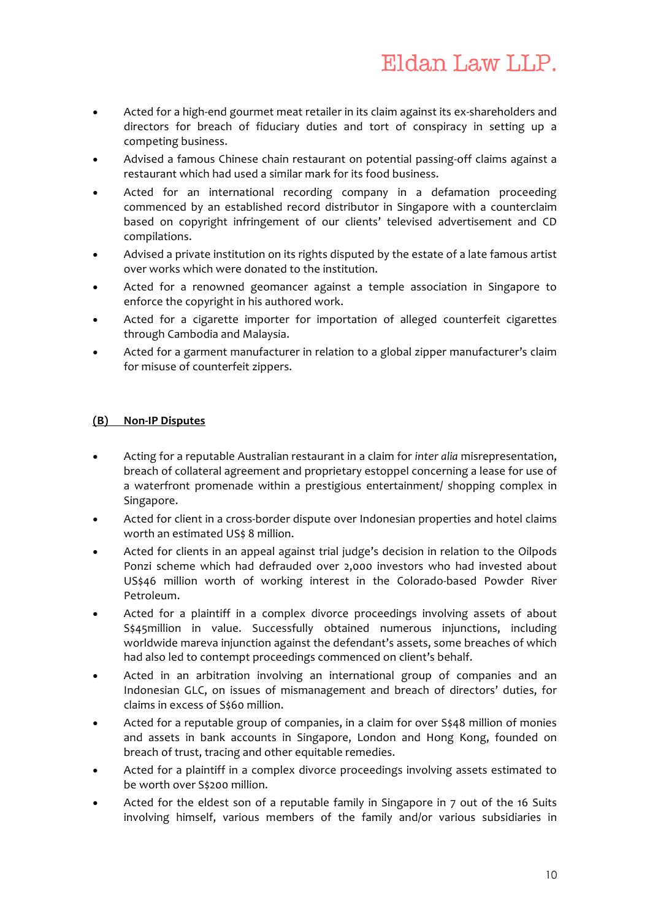- Acted for a high-end gourmet meat retailer in its claim against its ex-shareholders and directors for breach of fiduciary duties and tort of conspiracy in setting up a competing business.
- Advised a famous Chinese chain restaurant on potential passing-off claims against a restaurant which had used a similar mark for its food business.
- Acted for an international recording company in a defamation proceeding commenced by an established record distributor in Singapore with a counterclaim based on copyright infringement of our clients' televised advertisement and CD compilations.
- Advised a private institution on its rights disputed by the estate of a late famous artist over works which were donated to the institution.
- Acted for a renowned geomancer against a temple association in Singapore to enforce the copyright in his authored work.
- Acted for a cigarette importer for importation of alleged counterfeit cigarettes through Cambodia and Malaysia.
- Acted for a garment manufacturer in relation to a global zipper manufacturer's claim for misuse of counterfeit zippers.

**(B) Non-IP Disputes**

- Acting for a reputable Australian restaurant in a claim for *inter alia* misrepresentation, breach of collateral agreement and proprietary estoppel concerning a lease for use of a waterfront promenade within a prestigious entertainment/ shopping complex in Singapore.
- Acted for client in a cross-border dispute over Indonesian properties and hotel claims worth an estimated US$ 8 million.
- Acted for clients in an appeal against trial judge's decision in relation to the Oilpods Ponzi scheme which had defrauded over 2,000 investors who had invested about US$46 million worth of working interest in the Colorado-based Powder River Petroleum.
- Acted for a plaintiff in a complex divorce proceedings involving assets of about S$45million in value. Successfully obtained numerous injunctions, including worldwide mareva injunction against the defendant's assets, some breaches of which had also led to contempt proceedings commenced on client's behalf.
- Acted in an arbitration involving an international group of companies and an Indonesian GLC, on issues of mismanagement and breach of directors' duties, for claims in excess of S$60 million.
- Acted for a reputable group of companies, in a claim for over S$48 million of monies and assets in bank accounts in Singapore, London and Hong Kong, founded on breach of trust, tracing and other equitable remedies.
- Acted for a plaintiff in a complex divorce proceedings involving assets estimated to be worth over S$200 million.
- Acted for the eldest son of a reputable family in Singapore in 7 out of the 16 Suits involving himself, various members of the family and/or various subsidiaries in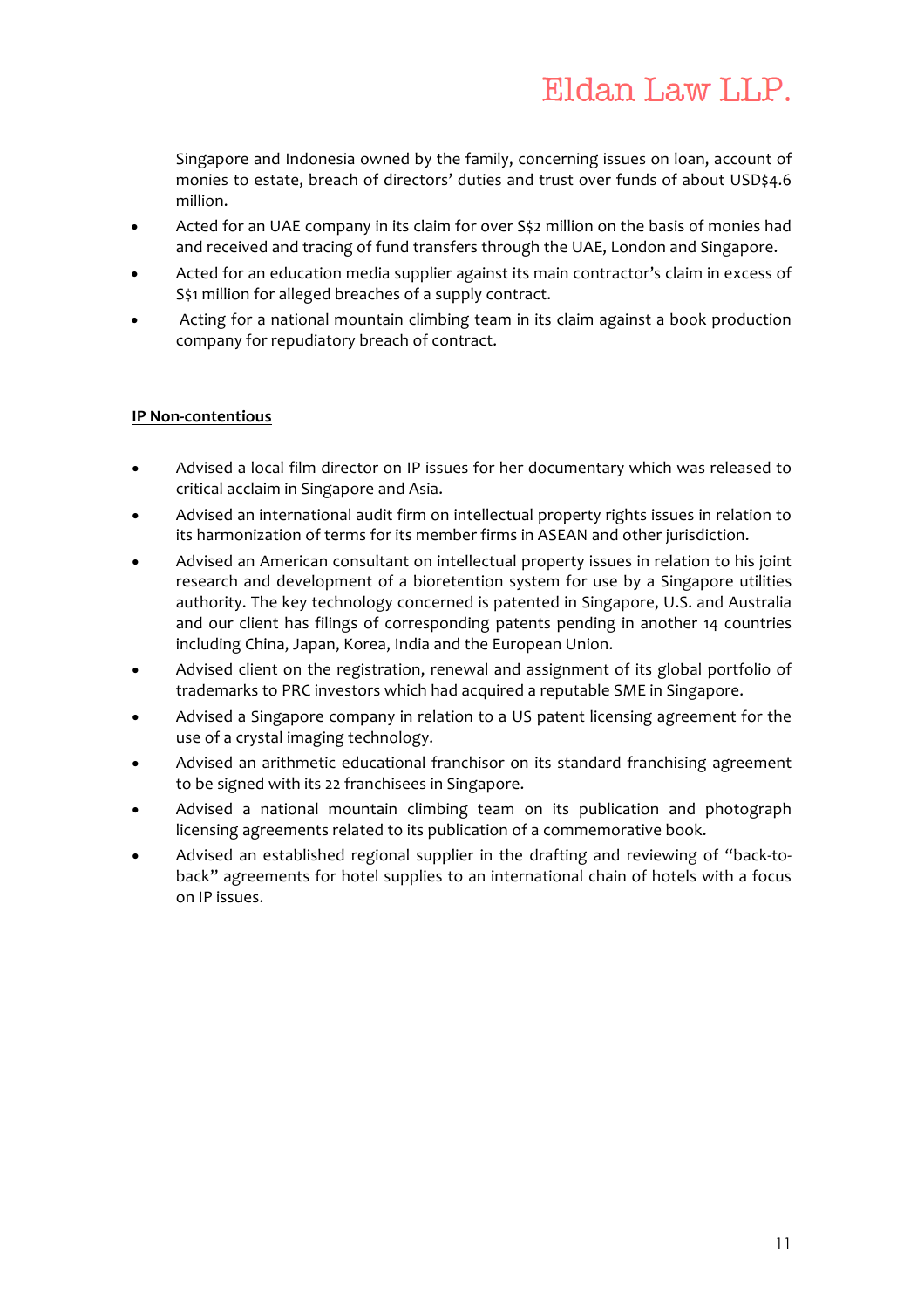Singapore and Indonesia owned by the family, concerning issues on loan, account of monies to estate, breach of directors' duties and trust over funds of about USD$4.6 million.

- Acted for an UAE company in its claim for over S$2 million on the basis of monies had and received and tracing of fund transfers through the UAE, London and Singapore.
- Acted for an education media supplier against its main contractor's claim in excess of S$1 million for alleged breaches of a supply contract.
- Acting for a national mountain climbing team in its claim against a book production company for repudiatory breach of contract.

**IP Non-contentious**

- Advised a local film director on IP issues for her documentary which was released to critical acclaim in Singapore and Asia.
- Advised an international audit firm on intellectual property rights issues in relation to its harmonization of terms for its member firms in ASEAN and other jurisdiction.
- Advised an American consultant on intellectual property issues in relation to his joint research and development of a bioretention system for use by a Singapore utilities authority. The key technology concerned is patented in Singapore, U.S. and Australia and our client has filings of corresponding patents pending in another 14 countries including China, Japan, Korea, India and the European Union.
- Advised client on the registration, renewal and assignment of its global portfolio of trademarks to PRC investors which had acquired a reputable SME in Singapore.
- Advised a Singapore company in relation to a US patent licensing agreement for the use of a crystal imaging technology.
- Advised an arithmetic educational franchisor on its standard franchising agreement to be signed with its 22 franchisees in Singapore.
- Advised a national mountain climbing team on its publication and photograph licensing agreements related to its publication of a commemorative book.
- Advised an established regional supplier in the drafting and reviewing of "back-to-back" agreements for hotel supplies to an international chain of hotels with a focus on IP issues.